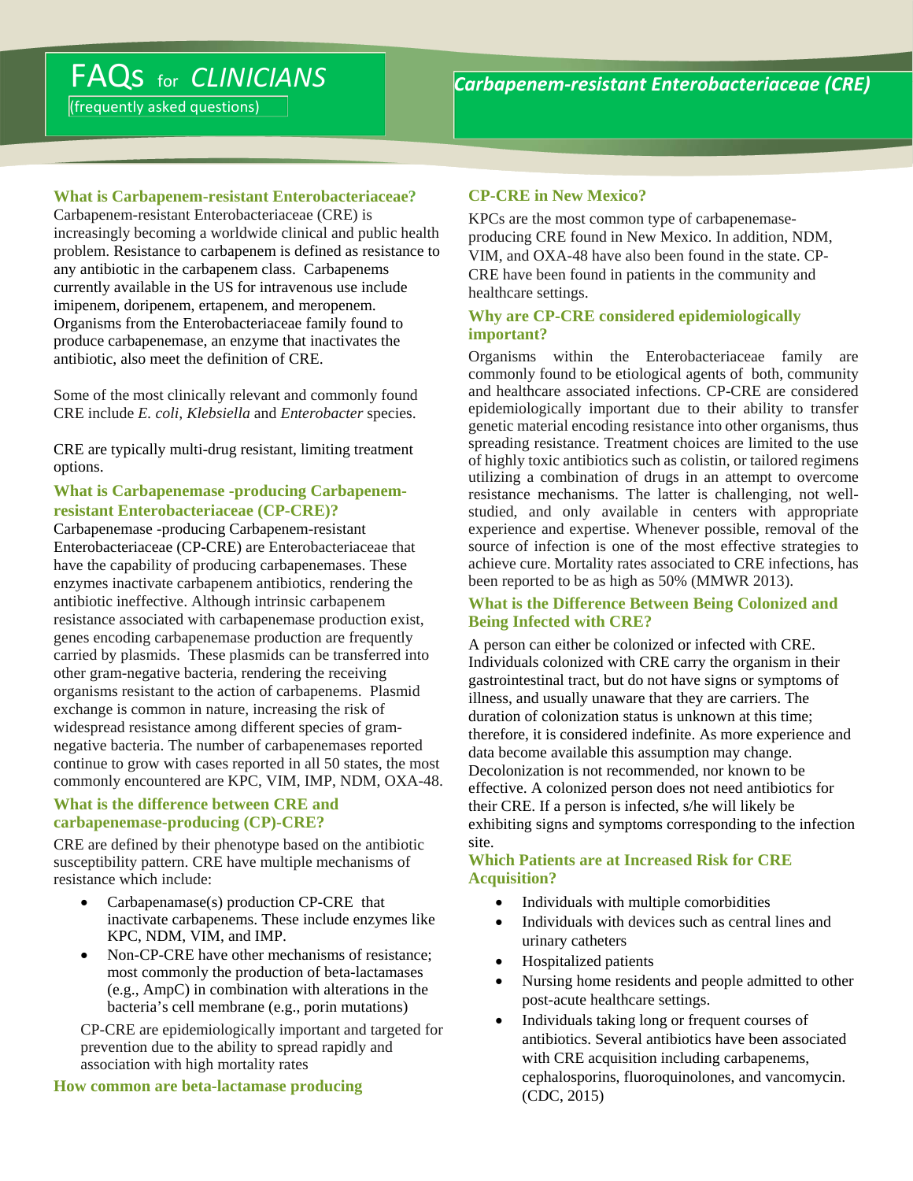# FAQs for CLINICIANS

(frequently asked questions)

## *Carbapenem-resistant Enterobacteriaceae (CRE)*

### What is Carbapenem-resistant Enterobacteriaceae?

Carbapenem-resistant Enterobacteriaceae (CRE) is increasingly becoming a worldwide clinical and public health problem. Resistance to carbapenem is defined as resistance to any antibiotic in the carbapenem class. Carbapenems currently available in the US for intravenous use include imipenem, doripenem, ertapenem, and meropenem. Organisms from the Enterobacteriaceae family found to produce carbapenemase, an enzyme that inactivates the antibiotic, also meet the definition of CRE.

Some of the most clinically relevant and commonly found CRE include *E. coli, Klebsiella* and *Enterobacter* species.

CRE are typically multi-drug resistant, limiting treatment options.

### What is Carbapenemase -producing Carbapenem-resistant Enterobacteriaceae (CP-CRE)?

Carbapenemase -producing Carbapenem-resistant Enterobacteriaceae (CP-CRE) are Enterobacteriaceae that have the capability of producing carbapenemases. These enzymes inactivate carbapenem antibiotics, rendering the antibiotic ineffective. Although intrinsic carbapenem resistance associated with carbapenemase production exist, genes encoding carbapenemase production are frequently carried by plasmids. These plasmids can be transferred into other gram-negative bacteria, rendering the receiving organisms resistant to the action of carbapenems. Plasmid exchange is common in nature, increasing the risk of widespread resistance among different species of gram-negative bacteria. The number of carbapenemases reported continue to grow with cases reported in all 50 states, the most commonly encountered are KPC, VIM, IMP, NDM, OXA-48.

### What is the difference between CRE and carbapenemase-producing (CP)-CRE?

CRE are defined by their phenotype based on the antibiotic susceptibility pattern. CRE have multiple mechanisms of resistance which include:

- Carbapenamase(s) production CP-CRE that inactivate carbapenems. These include enzymes like KPC, NDM, VIM, and IMP.
- Non-CP-CRE have other mechanisms of resistance; most commonly the production of beta-lactamases (e.g., AmpC) in combination with alterations in the bacteria's cell membrane (e.g., porin mutations)

CP-CRE are epidemiologically important and targeted for prevention due to the ability to spread rapidly and association with high mortality rates

### How common are beta-lactamase producing CP-CRE in New Mexico?

KPCs are the most common type of carbapenemase-producing CRE found in New Mexico. In addition, NDM, VIM, and OXA-48 have also been found in the state. CP-CRE have been found in patients in the community and healthcare settings.

### Why are CP-CRE considered epidemiologically important?

Organisms within the Enterobacteriaceae family are commonly found to be etiological agents of both, community and healthcare associated infections. CP-CRE are considered epidemiologically important due to their ability to transfer genetic material encoding resistance into other organisms, thus spreading resistance. Treatment choices are limited to the use of highly toxic antibiotics such as colistin, or tailored regimens utilizing a combination of drugs in an attempt to overcome resistance mechanisms. The latter is challenging, not well-studied, and only available in centers with appropriate experience and expertise. Whenever possible, removal of the source of infection is one of the most effective strategies to achieve cure. Mortality rates associated to CRE infections, has been reported to be as high as 50% (MMWR 2013).

### What is the Difference Between Being Colonized and Being Infected with CRE?

A person can either be colonized or infected with CRE. Individuals colonized with CRE carry the organism in their gastrointestinal tract, but do not have signs or symptoms of illness, and usually unaware that they are carriers. The duration of colonization status is unknown at this time; therefore, it is considered indefinite. As more experience and data become available this assumption may change. Decolonization is not recommended, nor known to be effective. A colonized person does not need antibiotics for their CRE. If a person is infected, s/he will likely be exhibiting signs and symptoms corresponding to the infection site.

### Which Patients are at Increased Risk for CRE Acquisition?

- Individuals with multiple comorbidities
- Individuals with devices such as central lines and urinary catheters
- Hospitalized patients
- Nursing home residents and people admitted to other post-acute healthcare settings.
- Individuals taking long or frequent courses of antibiotics. Several antibiotics have been associated with CRE acquisition including carbapenems, cephalosporins, fluoroquinolones, and vancomycin. (CDC, 2015)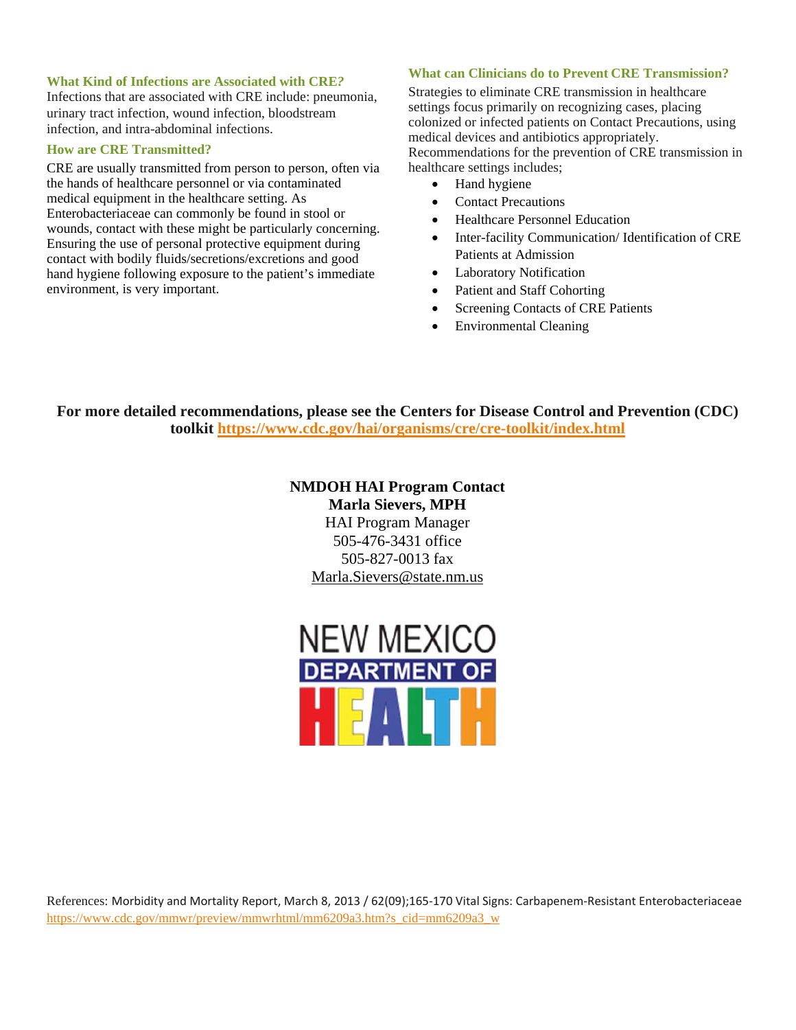### What Kind of Infections are Associated with CRE?

Infections that are associated with CRE include: pneumonia, urinary tract infection, wound infection, bloodstream infection, and intra-abdominal infections.

### How are CRE Transmitted?

CRE are usually transmitted from person to person, often via the hands of healthcare personnel or via contaminated medical equipment in the healthcare setting. As Enterobacteriaceae can commonly be found in stool or wounds, contact with these might be particularly concerning. Ensuring the use of personal protective equipment during contact with bodily fluids/secretions/excretions and good hand hygiene following exposure to the patient's immediate environment, is very important.

### What can Clinicians do to Prevent CRE Transmission?

Strategies to eliminate CRE transmission in healthcare settings focus primarily on recognizing cases, placing colonized or infected patients on Contact Precautions, using medical devices and antibiotics appropriately.
Recommendations for the prevention of CRE transmission in healthcare settings includes;

- Hand hygiene
- Contact Precautions
- Healthcare Personnel Education
- Inter-facility Communication/ Identification of CRE Patients at Admission
- Laboratory Notification
- Patient and Staff Cohorting
- Screening Contacts of CRE Patients
- Environmental Cleaning

**For more detailed recommendations, please see the Centers for Disease Control and Prevention (CDC) toolkit [https://www.cdc.gov/hai/organisms/cre/cre-toolkit/index.html](https://www.cdc.gov/hai/organisms/cre/cre-toolkit/index.html)**

**NMDOH HAI Program Contact**
**Marla Sievers, MPH**
HAI Program Manager
505-476-3431 office
505-827-0013 fax
Marla.Sievers@state.nm.us

NEW MEXICO DEPARTMENT OF HEALTH

References: Morbidity and Mortality Report, March 8, 2013 / 62(09);165-170 Vital Signs: Carbapenem-Resistant Enterobacteriaceae
https://www.cdc.gov/mmwr/preview/mmwrhtml/mm6209a3.htm?s_cid=mm6209a3_w